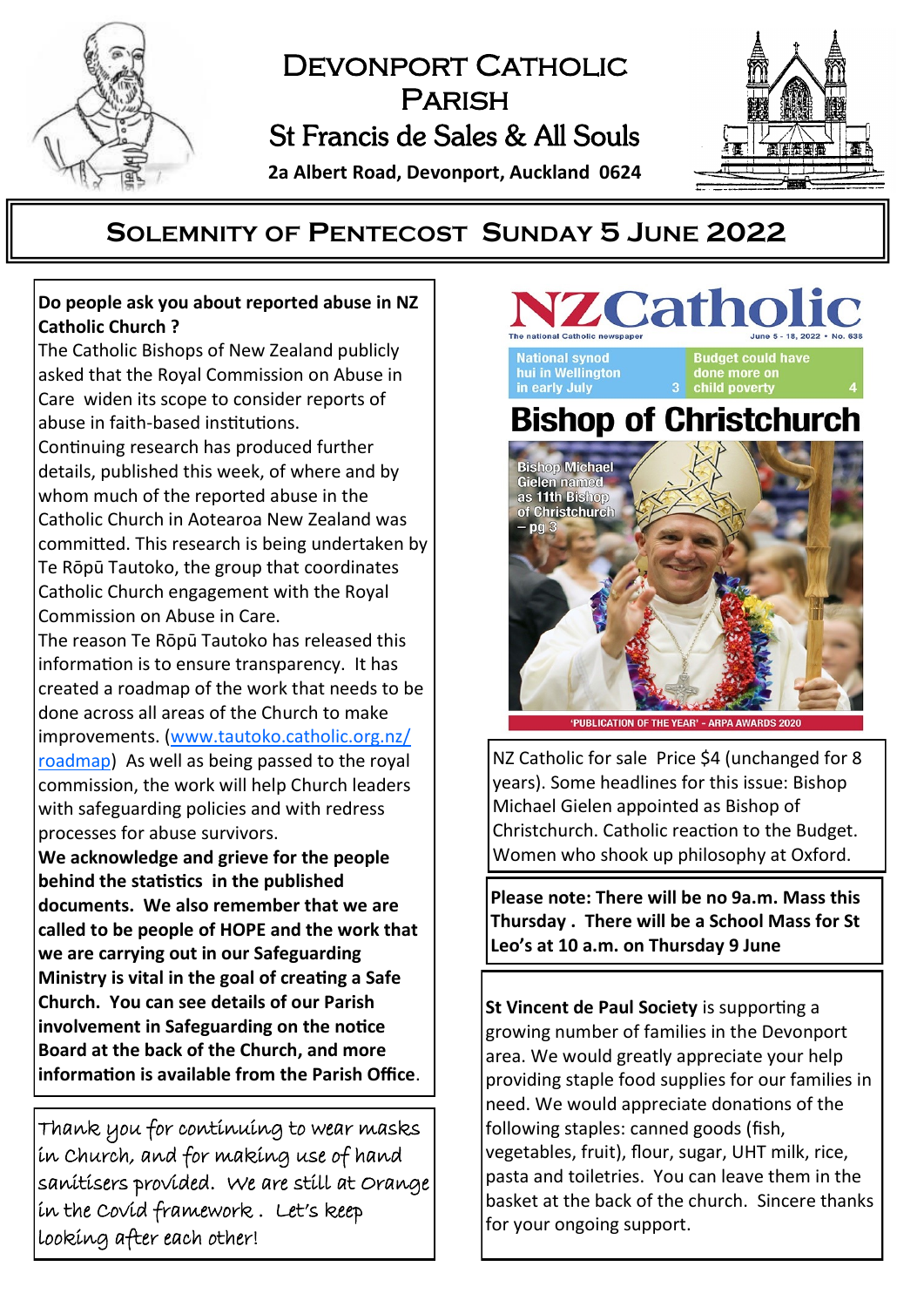# Devonport Catholic Parish

## St Francis de Sales & All Souls

**2a Albert Road, Devonport, Auckland 0624**

## Solemnity of Pentecost Sunday 5 June 2022

**Do people ask you about reported abuse in NZ Catholic Church ?**

The Catholic Bishops of New Zealand publicly asked that the Royal Commission on Abuse in Care widen its scope to consider reports of abuse in faith-based institutions.

Continuing research has produced further details, published this week, of where and by whom much of the reported abuse in the Catholic Church in Aotearoa New Zealand was committed. This research is being undertaken by Te Rōpū Tautoko, the group that coordinates Catholic Church engagement with the Royal Commission on Abuse in Care.

The reason Te Rōpū Tautoko has released this information is to ensure transparency. It has created a roadmap of the work that needs to be done across all areas of the Church to make improvements. (www.tautoko.catholic.org.nz/roadmap) As well as being passed to the royal commission, the work will help Church leaders with safeguarding policies and with redress processes for abuse survivors.

**We acknowledge and grieve for the people behind the statistics in the published documents. We also remember that we are called to be people of HOPE and the work that we are carrying out in our Safeguarding Ministry is vital in the goal of creating a Safe Church. You can see details of our Parish involvement in Safeguarding on the notice Board at the back of the Church, and more information is available from the Parish Office**.

*Thank you for continuing to wear masks in Church, and for making use of hand sanitisers provided. We are still at Orange in the Covid framework . Let's keep looking after each other!*

**NZ Catholic** — The national Catholic newspaper — June 5 - 18, 2022 • No. 638

National synod hui in Wellington in early July 3 | Budget could have done more on child poverty 4

**Bishop of Christchurch**

Bishop Michael Gielen named as 11th Bishop of Christchurch – pg 3

'PUBLICATION OF THE YEAR' – ARPA AWARDS 2020

NZ Catholic for sale Price $4 (unchanged for 8 years). Some headlines for this issue: Bishop Michael Gielen appointed as Bishop of Christchurch. Catholic reaction to the Budget. Women who shook up philosophy at Oxford.

**Please note: There will be no 9a.m. Mass this Thursday . There will be a School Mass for St Leo's at 10 a.m. on Thursday 9 June**

**St Vincent de Paul Society** is supporting a growing number of families in the Devonport area. We would greatly appreciate your help providing staple food supplies for our families in need. We would appreciate donations of the following staples: canned goods (fish, vegetables, fruit), flour, sugar, UHT milk, rice, pasta and toiletries. You can leave them in the basket at the back of the church. Sincere thanks for your ongoing support.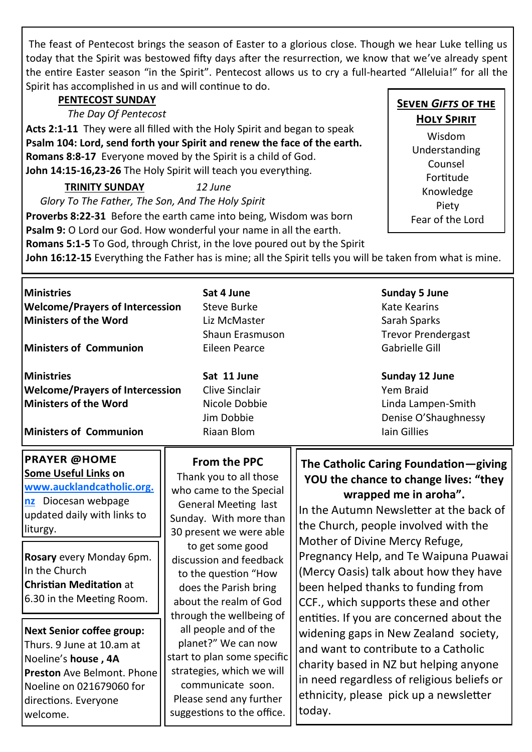The feast of Pentecost brings the season of Easter to a glorious close. Though we hear Luke telling us today that the Spirit was bestowed fifty days after the resurrection, we know that we've already spent the entire Easter season "in the Spirit". Pentecost allows us to cry a full-hearted "Alleluia!" for all the Spirit has accomplished in us and will continue to do.

## PENTECOST SUNDAY

*The Day Of Pentecost*

**Acts 2:1-11** They were all filled with the Holy Spirit and began to speak
**Psalm 104: Lord, send forth your Spirit and renew the face of the earth.**
**Romans 8:8-17** Everyone moved by the Spirit is a child of God.
**John 14:15-16,23-26** The Holy Spirit will teach you everything.

## TRINITY SUNDAY *12 June*

*Glory To The Father, The Son, And The Holy Spirit*

**Proverbs 8:22-31** Before the earth came into being, Wisdom was born
**Psalm 9:** O Lord our God. How wonderful your name in all the earth.
**Romans 5:1-5** To God, through Christ, in the love poured out by the Spirit
**John 16:12-15** Everything the Father has is mine; all the Spirit tells you will be taken from what is mine.

### SEVEN *GIFTS* OF THE HOLY SPIRIT

Wisdom
Understanding
Counsel
Fortitude
Knowledge
Piety
Fear of the Lord

| Ministries | Sat 4 June | Sunday 5 June |
|---|---|---|
| Welcome/Prayers of Intercession | Steve Burke | Kate Kearins |
| Ministers of the Word | Liz McMaster | Sarah Sparks |
| | Shaun Erasmuson | Trevor Prendergast |
| Ministers of Communion | Eileen Pearce | Gabrielle Gill |

| Ministries | Sat 11 June | Sunday 12 June |
|---|---|---|
| Welcome/Prayers of Intercession | Clive Sinclair | Yem Braid |
| Ministers of the Word | Nicole Dobbie | Linda Lampen-Smith |
| | Jim Dobbie | Denise O'Shaughnessy |
| Ministers of Communion | Riaan Blom | Iain Gillies |

### PRAYER @HOME

**Some Useful Links on www.aucklandcatholic.org.nz** Diocesan webpage updated daily with links to liturgy.

**Rosary** every Monday 6pm. In the Church
**Christian Meditation** at 6.30 in the Meeting Room.

**Next Senior coffee group:** Thurs. 9 June at 10.am at Noeline's **house , 4A Preston** Ave Belmont. Phone Noeline on 021679060 for directions. Everyone welcome.

### From the PPC

Thank you to all those who came to the Special General Meeting last Sunday. With more than 30 present we were able to get some good discussion and feedback to the question "How does the Parish bring about the realm of God through the wellbeing of all people and of the planet?" We can now start to plan some specific strategies, which we will communicate soon. Please send any further suggestions to the office.

### The Catholic Caring Foundation—giving YOU the chance to change lives: "they wrapped me in aroha".

In the Autumn Newsletter at the back of the Church, people involved with the Mother of Divine Mercy Refuge, Pregnancy Help, and Te Waipuna Puawai (Mercy Oasis) talk about how they have been helped thanks to funding from CCF., which supports these and other entities. If you are concerned about the widening gaps in New Zealand society, and want to contribute to a Catholic charity based in NZ but helping anyone in need regardless of religious beliefs or ethnicity, please pick up a newsletter today.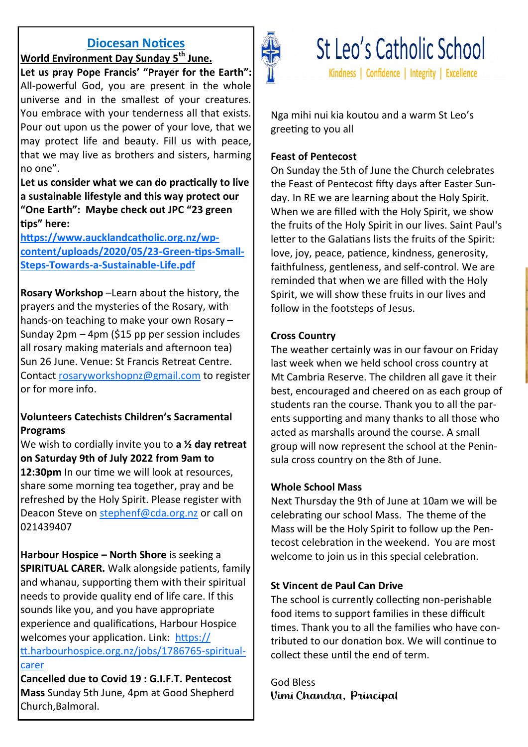## Diocesan Notices

**World Environment Day Sunday 5th June.**

**Let us pray Pope Francis' "Prayer for the Earth":** All-powerful God, you are present in the whole universe and in the smallest of your creatures. You embrace with your tenderness all that exists. Pour out upon us the power of your love, that we may protect life and beauty. Fill us with peace, that we may live as brothers and sisters, harming no one".

**Let us consider what we can do practically to live a sustainable lifestyle and this way protect our "One Earth": Maybe check out JPC "23 green tips" here:**

**https://www.aucklandcatholic.org.nz/wp-content/uploads/2020/05/23-Green-tips-Small-Steps-Towards-a-Sustainable-Life.pdf**

**Rosary Workshop** –Learn about the history, the prayers and the mysteries of the Rosary, with hands-on teaching to make your own Rosary – Sunday 2pm – 4pm ($15 pp per session includes all rosary making materials and afternoon tea) Sun 26 June. Venue: St Francis Retreat Centre. Contact rosaryworkshopnz@gmail.com to register or for more info.

**Volunteers Catechists Children's Sacramental Programs**

We wish to cordially invite you to **a ½ day retreat on Saturday 9th of July 2022 from 9am to 12:30pm** In our time we will look at resources, share some morning tea together, pray and be refreshed by the Holy Spirit. Please register with Deacon Steve on stephenf@cda.org.nz or call on 021439407

**Harbour Hospice – North Shore** is seeking a **SPIRITUAL CARER.** Walk alongside patients, family and whanau, supporting them with their spiritual needs to provide quality end of life care. If this sounds like you, and you have appropriate experience and qualifications, Harbour Hospice welcomes your application. Link: https://tt.harbourhospice.org.nz/jobs/1786765-spiritual-carer

**Cancelled due to Covid 19 : G.I.F.T. Pentecost Mass** Sunday 5th June, 4pm at Good Shepherd Church,Balmoral.

# St Leo's Catholic School

Kindness | Confidence | Integrity | Excellence

Nga mihi nui kia koutou and a warm St Leo's greeting to you all

**Feast of Pentecost**

On Sunday the 5th of June the Church celebrates the Feast of Pentecost fifty days after Easter Sunday. In RE we are learning about the Holy Spirit. When we are filled with the Holy Spirit, we show the fruits of the Holy Spirit in our lives. Saint Paul's letter to the Galatians lists the fruits of the Spirit: love, joy, peace, patience, kindness, generosity, faithfulness, gentleness, and self-control. We are reminded that when we are filled with the Holy Spirit, we will show these fruits in our lives and follow in the footsteps of Jesus.

**Cross Country**

The weather certainly was in our favour on Friday last week when we held school cross country at Mt Cambria Reserve. The children all gave it their best, encouraged and cheered on as each group of students ran the course. Thank you to all the parents supporting and many thanks to all those who acted as marshalls around the course. A small group will now represent the school at the Peninsula cross country on the 8th of June.

**Whole School Mass**

Next Thursday the 9th of June at 10am we will be celebrating our school Mass. The theme of the Mass will be the Holy Spirit to follow up the Pentecost celebration in the weekend. You are most welcome to join us in this special celebration.

**St Vincent de Paul Can Drive**

The school is currently collecting non-perishable food items to support families in these difficult times. Thank you to all the families who have contributed to our donation box. We will continue to collect these until the end of term.

God Bless

*Vimi Chandra, Principal*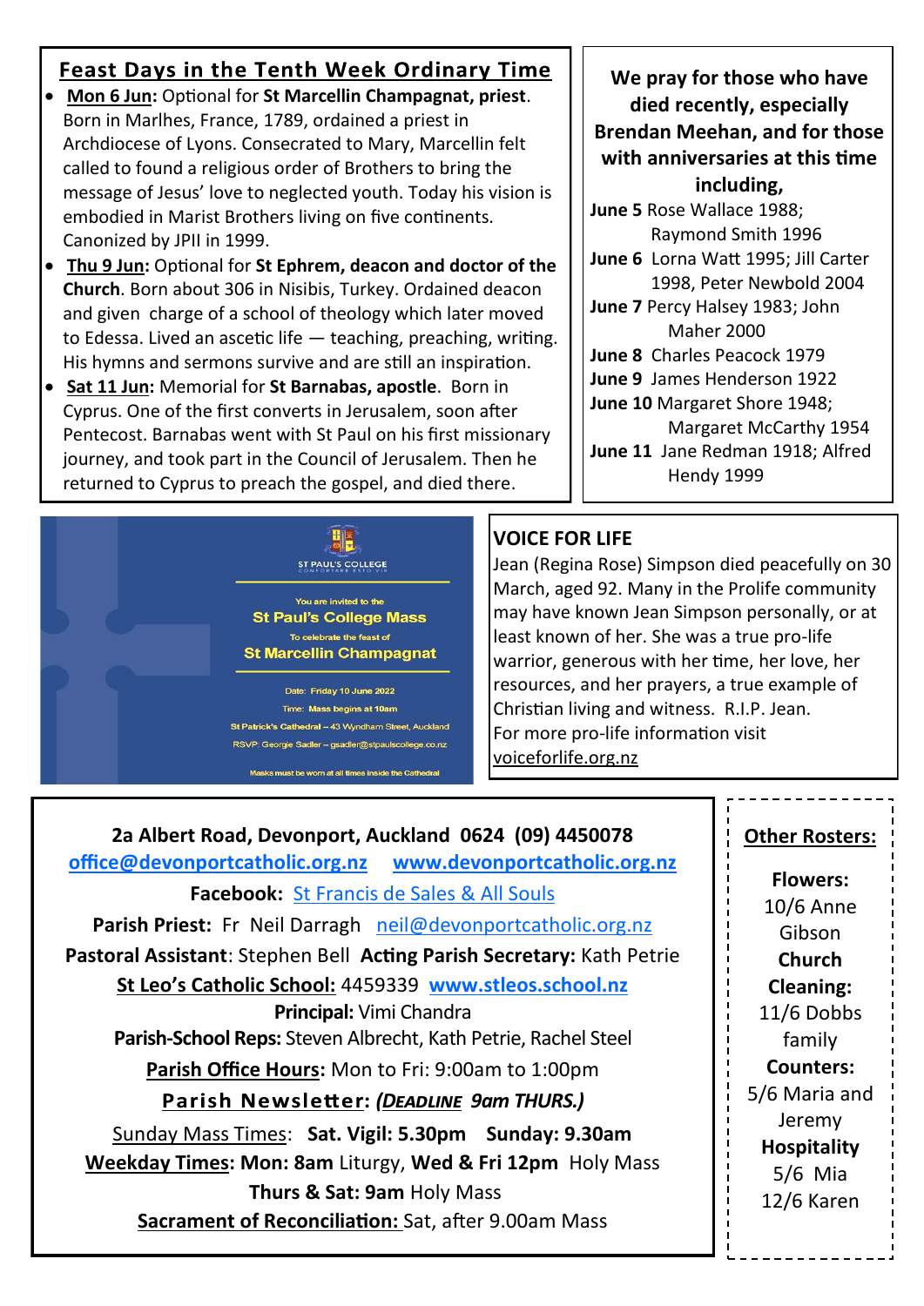## Feast Days in the Tenth Week Ordinary Time

- **Mon 6 Jun:** Optional for **St Marcellin Champagnat, priest**. Born in Marlhes, France, 1789, ordained a priest in Archdiocese of Lyons. Consecrated to Mary, Marcellin felt called to found a religious order of Brothers to bring the message of Jesus' love to neglected youth. Today his vision is embodied in Marist Brothers living on five continents. Canonized by JPII in 1999.
- **Thu 9 Jun:** Optional for **St Ephrem, deacon and doctor of the Church**. Born about 306 in Nisibis, Turkey. Ordained deacon and given charge of a school of theology which later moved to Edessa. Lived an ascetic life — teaching, preaching, writing. His hymns and sermons survive and are still an inspiration.
- **Sat 11 Jun:** Memorial for **St Barnabas, apostle**. Born in Cyprus. One of the first converts in Jerusalem, soon after Pentecost. Barnabas went with St Paul on his first missionary journey, and took part in the Council of Jerusalem. Then he returned to Cyprus to preach the gospel, and died there.

**We pray for those who have died recently, especially Brendan Meehan, and for those with anniversaries at this time including,**

**June 5** Rose Wallace 1988; Raymond Smith 1996
**June 6** Lorna Watt 1995; Jill Carter 1998, Peter Newbold 2004
**June 7** Percy Halsey 1983; John Maher 2000
**June 8** Charles Peacock 1979
**June 9** James Henderson 1922
**June 10** Margaret Shore 1948; Margaret McCarthy 1954
**June 11** Jane Redman 1918; Alfred Hendy 1999

ST PAUL'S COLLEGE
CONFORTARE ESTO VIR

You are invited to the
**St Paul's College Mass**
To celebrate the feast of
**St Marcellin Champagnat**

Date: Friday 10 June 2022
Time: Mass begins at 10am
St Patrick's Cathedral – 43 Wyndham Street, Auckland
RSVP: Georgie Sadler – gsadler@stpaulscollege.co.nz

Masks must be worn at all times inside the Cathedral

## VOICE FOR LIFE

Jean (Regina Rose) Simpson died peacefully on 30 March, aged 92. Many in the Prolife community may have known Jean Simpson personally, or at least known of her. Jean Simpson was a true pro-life warrior, generous with her time, her love, her resources, and her prayers, a true example of Christian living and witness. R.I.P. Jean.
For more pro-life information visit voiceforlife.org.nz

**2a Albert Road, Devonport, Auckland 0624 (09) 4450078**
**office@devonportcatholic.org.nz** **www.devonportcatholic.org.nz**
**Facebook:** St Francis de Sales & All Souls
**Parish Priest:** Fr Neil Darragh neil@devonportcatholic.org.nz
**Pastoral Assistant**: Stephen Bell **Acting Parish Secretary:** Kath Petrie
**St Leo's Catholic School:** 4459339 **www.stleos.school.nz**
**Principal:** Vimi Chandra
**Parish-School Reps:** Steven Albrecht, Kath Petrie, Rachel Steel
**Parish Office Hours:** Mon to Fri: 9:00am to 1:00pm
**Parish Newsletter:** ***(DEADLINE 9am THURS.)***
Sunday Mass Times: **Sat. Vigil: 5.30pm** **Sunday: 9.30am**
**Weekday Times: Mon: 8am** Liturgy, **Wed & Fri 12pm** Holy Mass
**Thurs & Sat: 9am** Holy Mass
**Sacrament of Reconciliation:** Sat, after 9.00am Mass

**Other Rosters:**

**Flowers:**
10/6 Anne Gibson
**Church Cleaning:**
11/6 Dobbs family
**Counters:**
5/6 Maria and Jeremy
**Hospitality**
5/6 Mia
12/6 Karen